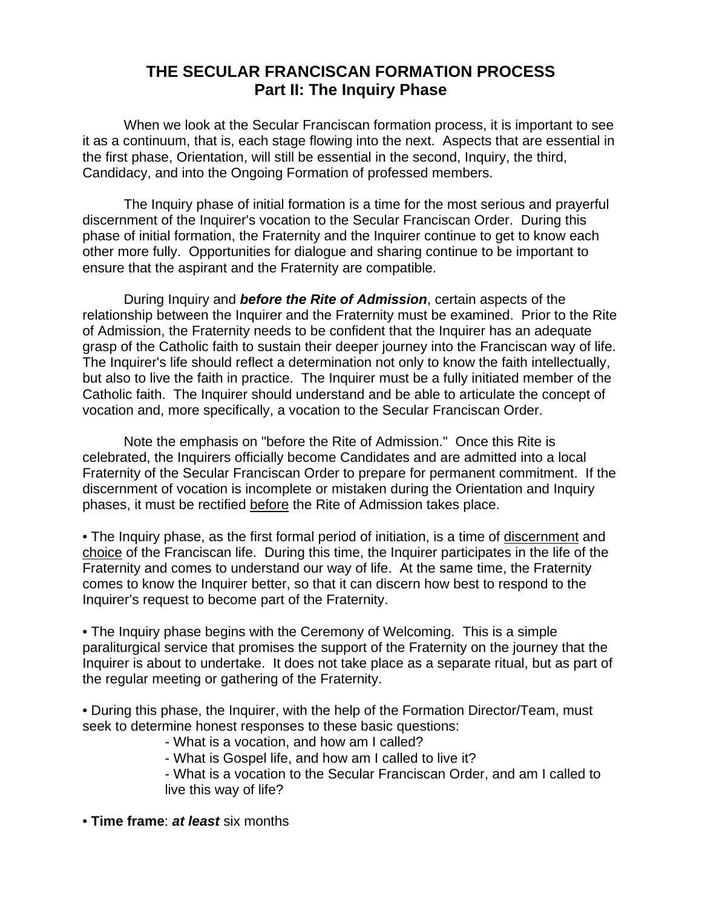# THE SECULAR FRANCISCAN FORMATION PROCESS
## Part II: The Inquiry Phase

When we look at the Secular Franciscan formation process, it is important to see it as a continuum, that is, each stage flowing into the next. Aspects that are essential in the first phase, Orientation, will still be essential in the second, Inquiry, the third, Candidacy, and into the Ongoing Formation of professed members.

The Inquiry phase of initial formation is a time for the most serious and prayerful discernment of the Inquirer's vocation to the Secular Franciscan Order. During this phase of initial formation, the Fraternity and the Inquirer continue to get to know each other more fully. Opportunities for dialogue and sharing continue to be important to ensure that the aspirant and the Fraternity are compatible.

During Inquiry and ***before the Rite of Admission***, certain aspects of the relationship between the Inquirer and the Fraternity must be examined. Prior to the Rite of Admission, the Fraternity needs to be confident that the Inquirer has an adequate grasp of the Catholic faith to sustain their deeper journey into the Franciscan way of life. The Inquirer's life should reflect a determination not only to know the faith intellectually, but also to live the faith in practice. The Inquirer must be a fully initiated member of the Catholic faith. The Inquirer should understand and be able to articulate the concept of vocation and, more specifically, a vocation to the Secular Franciscan Order.

Note the emphasis on "before the Rite of Admission." Once this Rite is celebrated, the Inquirers officially become Candidates and are admitted into a local Fraternity of the Secular Franciscan Order to prepare for permanent commitment. If the discernment of vocation is incomplete or mistaken during the Orientation and Inquiry phases, it must be rectified <u>before</u> the Rite of Admission takes place.

• The Inquiry phase, as the first formal period of initiation, is a time of <u>discernment</u> and <u>choice</u> of the Franciscan life. During this time, the Inquirer participates in the life of the Fraternity and comes to understand our way of life. At the same time, the Fraternity comes to know the Inquirer better, so that it can discern how best to respond to the Inquirer's request to become part of the Fraternity.

• The Inquiry phase begins with the Ceremony of Welcoming. This is a simple paraliturgical service that promises the support of the Fraternity on the journey that the Inquirer is about to undertake. It does not take place as a separate ritual, but as part of the regular meeting or gathering of the Fraternity.

• During this phase, the Inquirer, with the help of the Formation Director/Team, must seek to determine honest responses to these basic questions:

- What is a vocation, and how am I called?
- What is Gospel life, and how am I called to live it?
- What is a vocation to the Secular Franciscan Order, and am I called to live this way of life?

• **Time frame**: ***at least*** six months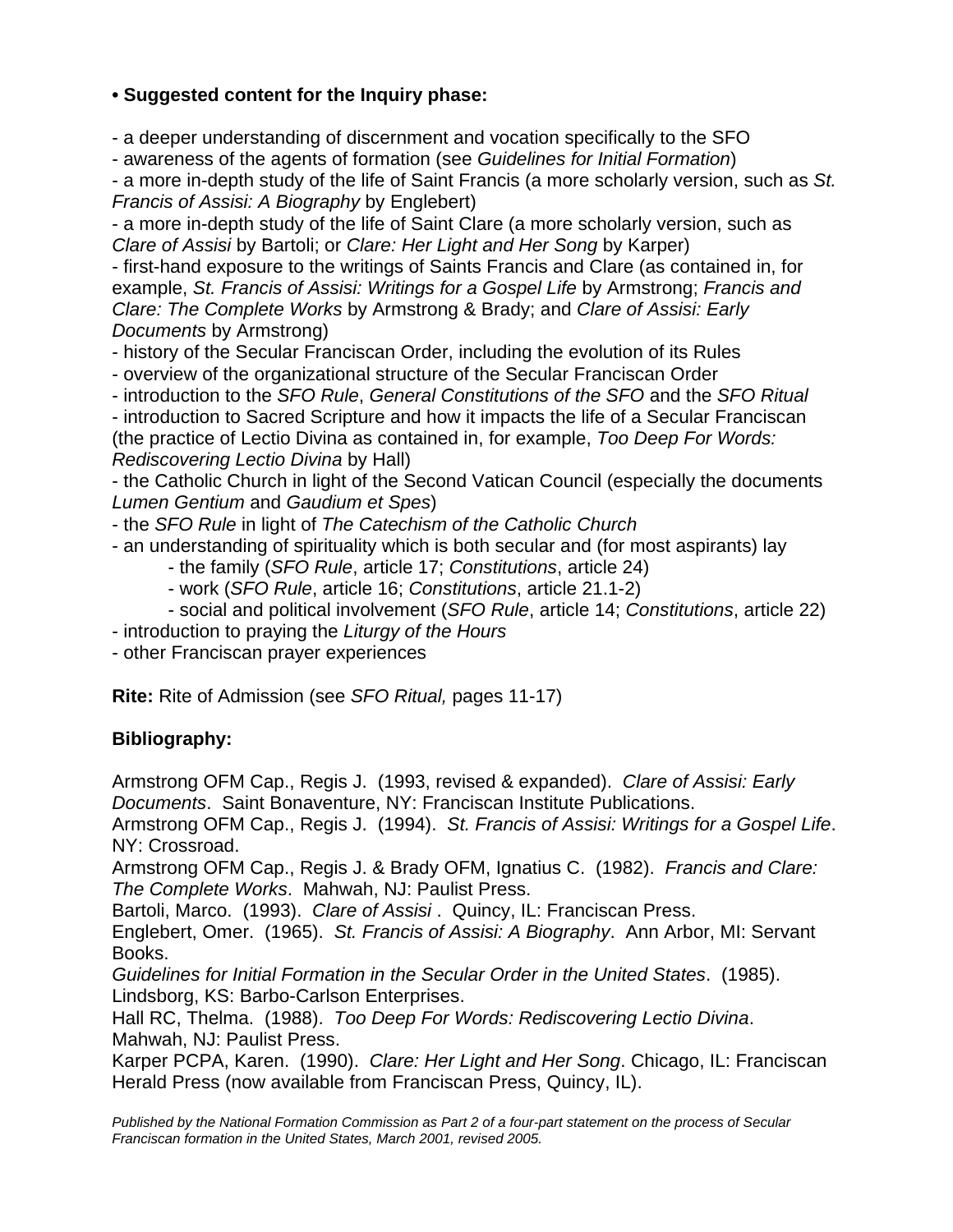**• Suggested content for the Inquiry phase:**

- a deeper understanding of discernment and vocation specifically to the SFO
- awareness of the agents of formation (see *Guidelines for Initial Formation*)
- a more in-depth study of the life of Saint Francis (a more scholarly version, such as *St. Francis of Assisi: A Biography* by Englebert)
- a more in-depth study of the life of Saint Clare (a more scholarly version, such as *Clare of Assisi* by Bartoli; or *Clare: Her Light and Her Song* by Karper)
- first-hand exposure to the writings of Saints Francis and Clare (as contained in, for example, *St. Francis of Assisi: Writings for a Gospel Life* by Armstrong; *Francis and Clare: The Complete Works* by Armstrong & Brady; and *Clare of Assisi: Early Documents* by Armstrong)
- history of the Secular Franciscan Order, including the evolution of its Rules
- overview of the organizational structure of the Secular Franciscan Order
- introduction to the *SFO Rule*, *General Constitutions of the SFO* and the *SFO Ritual*
- introduction to Sacred Scripture and how it impacts the life of a Secular Franciscan (the practice of Lectio Divina as contained in, for example, *Too Deep For Words: Rediscovering Lectio Divina* by Hall)
- the Catholic Church in light of the Second Vatican Council (especially the documents *Lumen Gentium* and *Gaudium et Spes*)
- the *SFO Rule* in light of *The Catechism of the Catholic Church*
- an understanding of spirituality which is both secular and (for most aspirants) lay
    - the family (*SFO Rule*, article 17; *Constitutions*, article 24)
    - work (*SFO Rule*, article 16; *Constitutions*, article 21.1-2)
    - social and political involvement (*SFO Rule*, article 14; *Constitutions*, article 22)
- introduction to praying the *Liturgy of the Hours*
- other Franciscan prayer experiences

**Rite:** Rite of Admission (see *SFO Ritual,* pages 11-17)

**Bibliography:**

Armstrong OFM Cap., Regis J. (1993, revised & expanded). *Clare of Assisi: Early Documents*. Saint Bonaventure, NY: Franciscan Institute Publications.
Armstrong OFM Cap., Regis J. (1994). *St. Francis of Assisi: Writings for a Gospel Life*. NY: Crossroad.
Armstrong OFM Cap., Regis J. & Brady OFM, Ignatius C. (1982). *Francis and Clare: The Complete Works*. Mahwah, NJ: Paulist Press.
Bartoli, Marco. (1993). *Clare of Assisi* . Quincy, IL: Franciscan Press.
Englebert, Omer. (1965). *St. Francis of Assisi: A Biography*. Ann Arbor, MI: Servant Books.
*Guidelines for Initial Formation in the Secular Order in the United States*. (1985). Lindsborg, KS: Barbo-Carlson Enterprises.
Hall RC, Thelma. (1988). *Too Deep For Words: Rediscovering Lectio Divina*. Mahwah, NJ: Paulist Press.
Karper PCPA, Karen. (1990). *Clare: Her Light and Her Song*. Chicago, IL: Franciscan Herald Press (now available from Franciscan Press, Quincy, IL).

*Published by the National Formation Commission as Part 2 of a four-part statement on the process of Secular Franciscan formation in the United States, March 2001, revised 2005.*